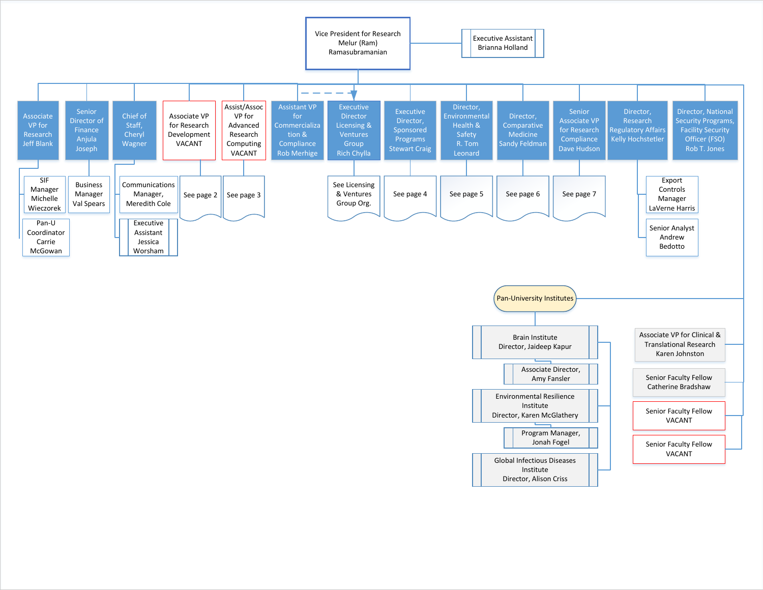# Vice President for Research

**Vice President for Research** – Melur (Ram) Ramasubramanian

- Executive Assistant – Brianna Holland

## Direct Reports

- **Associate VP for Research** – Jeff Blank
  - SIF Manager – Michelle Wieczorek
  - Pan-U Coordinator – Carrie McGowan
- **Senior Director of Finance** – Anjula Joseph
  - Business Manager – Val Spears
- **Chief of Staff** – Cheryl Wagner
  - Communications Manager, Meredith Cole
  - Executive Assistant – Jessica Worsham
- **Associate VP for Research Development** – VACANT
  - See page 2
- **Assist/Assoc VP for Advanced Research Computing** – VACANT
  - See page 3
- **Assistant VP for Commercialization & Compliance** – Rob Merhige
- **Executive Director Licensing & Ventures Group** – Rich Chylla
  - See Licensing & Ventures Group Org.
- **Executive Director, Sponsored Programs** – Stewart Craig
  - See page 4
- **Director, Environmental Health & Safety** – R. Tom Leonard
  - See page 5
- **Director, Comparative Medicine** – Sandy Feldman
  - See page 6
- **Senior Associate VP for Research Compliance** – Dave Hudson
  - See page 7
- **Director, Research Regulatory Affairs** – Kelly Hochstetler
  - Export Controls Manager – LaVerne Harris
  - Senior Analyst – Andrew Bedotto
- **Director, National Security Programs, Facility Security Officer (FSO)** – Rob T. Jones

## Pan-University Institutes

- Brain Institute – Director, Jaideep Kapur
  - Associate Director, Amy Fansler
- Environmental Resilience Institute – Director, Karen McGlathery
  - Program Manager, Jonah Fogel
- Global Infectious Diseases Institute – Director, Alison Criss

## Other

- Associate VP for Clinical & Translational Research – Karen Johnston
- Senior Faculty Fellow – Catherine Bradshaw
- Senior Faculty Fellow – VACANT
- Senior Faculty Fellow – VACANT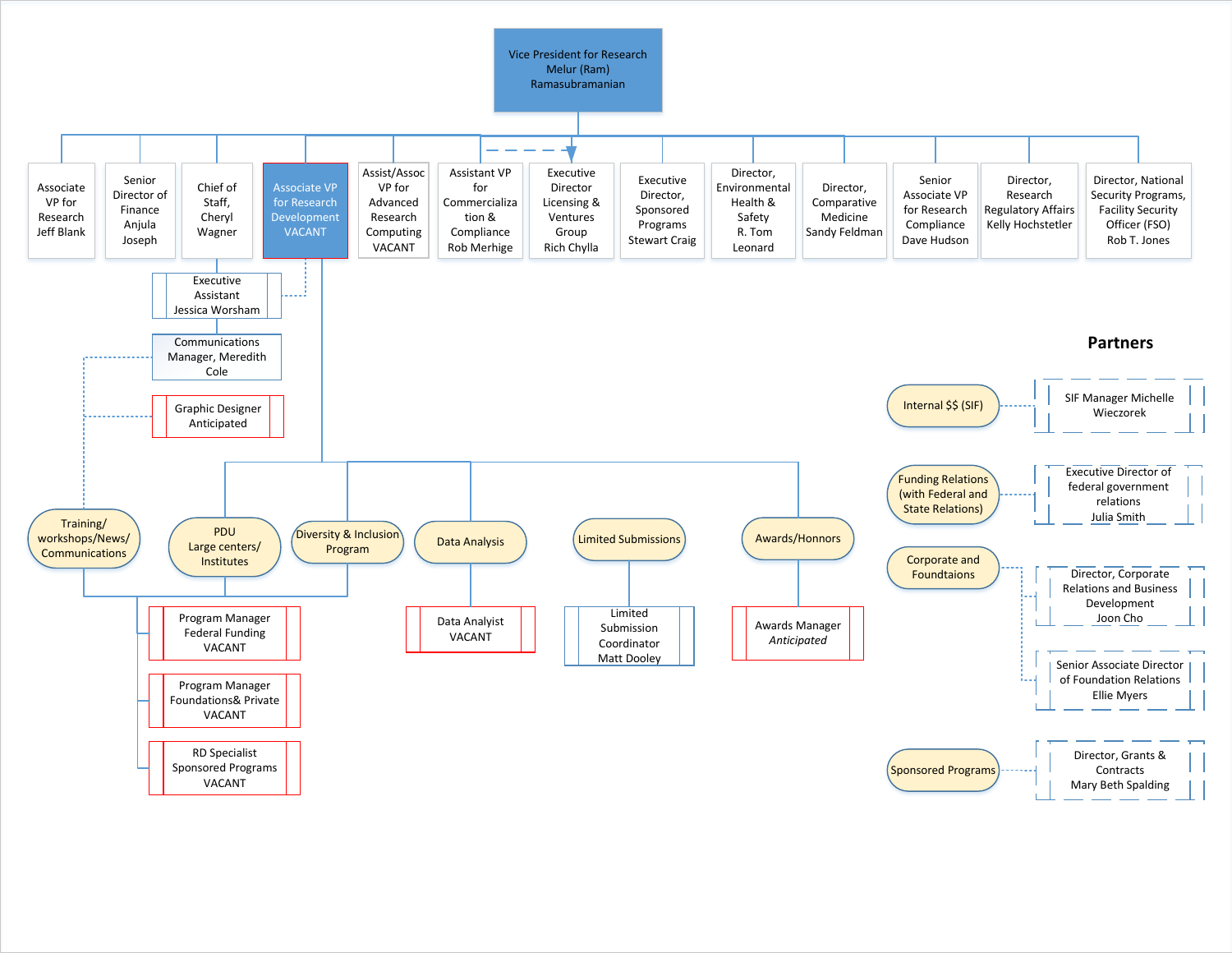**Vice President for Research**
Melur (Ram) Ramasubramanian

Reporting to the Vice President for Research:

- Associate VP for Research Jeff Blank
- Senior Director of Finance Anjula Joseph
- Chief of Staff, Cheryl Wagner
  - Executive Assistant Jessica Worsham
    - Communications Manager, Meredith Cole
    - Graphic Designer Anticipated
- Associate VP for Research Development VACANT
- Assist/Assoc VP for Advanced Research Computing VACANT
- Assistant VP for Commercialization & Compliance Rob Merhige
- Executive Director Licensing & Ventures Group Rich Chylla
- Executive Director, Sponsored Programs Stewart Craig
- Director, Environmental Health & Safety R. Tom Leonard
- Director, Comparative Medicine Sandy Feldman
- Senior Associate VP for Research Compliance Dave Hudson
- Director, Research Regulatory Affairs Kelly Hochstetler
- Director, National Security Programs, Facility Security Officer (FSO) Rob T. Jones

Under the Associate VP for Research Development (VACANT):

- Training/ workshops/News/ Communications
- PDU Large centers/ Institutes
- Diversity & Inclusion Program
  - Program Manager Federal Funding VACANT
  - Program Manager Foundations& Private VACANT
  - RD Specialist Sponsored Programs VACANT
- Data Analysis
  - Data Analyist VACANT
- Limited Submissions
  - Limited Submission Coordinator Matt Dooley
- Awards/Honnors
  - Awards Manager *Anticipated*

## Partners

| Area | Partner |
| --- | --- |
| Internal $$ (SIF) | SIF Manager Michelle Wieczorek |
| Funding Relations (with Federal and State Relations) | Executive Director of federal government relations Julia Smith |
| Corporate and Foundtaions | Director, Corporate Relations and Business Development Joon Cho |
| | Senior Associate Director of Foundation Relations Ellie Myers |
| Sponsored Programs | Director, Grants & Contracts Mary Beth Spalding |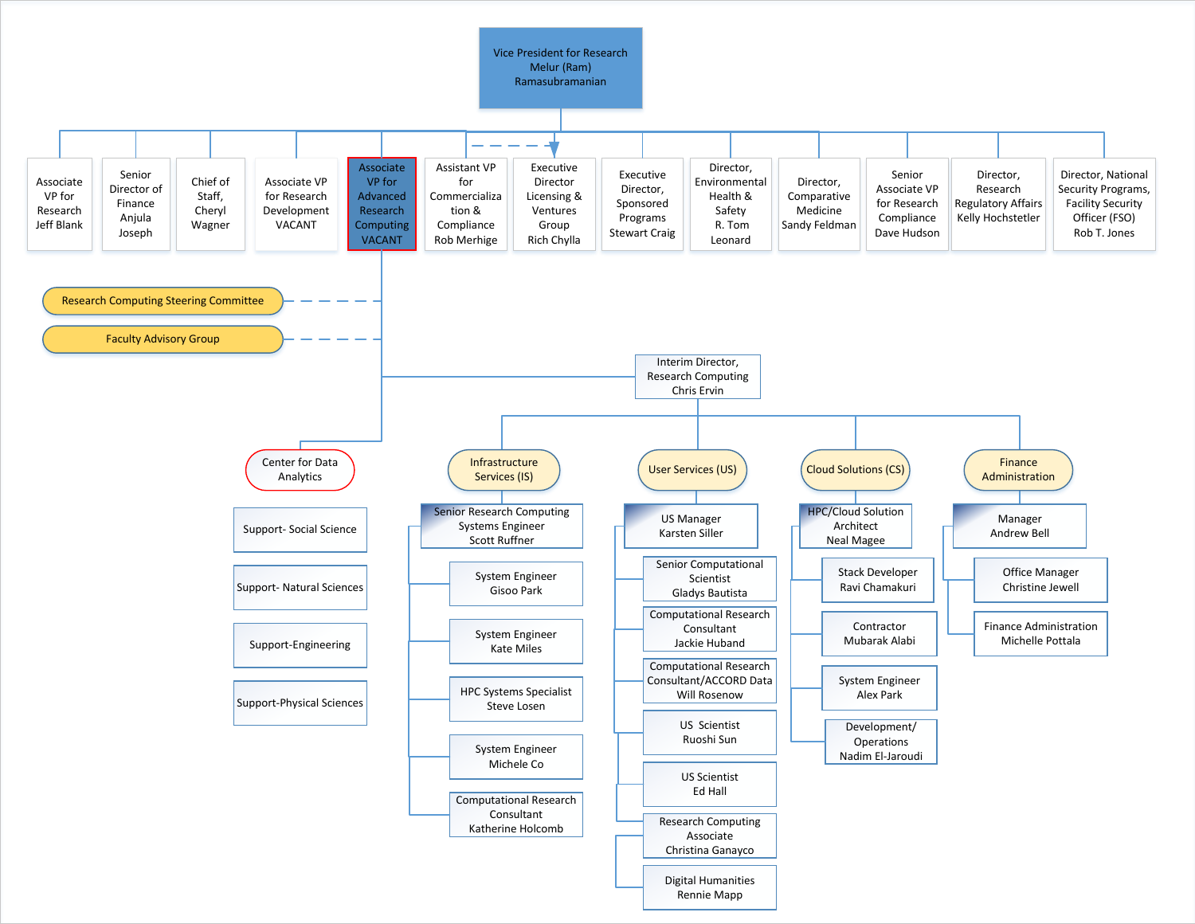# Vice President for Research
Melur (Ram) Ramasubramanian

**Reporting to the Vice President for Research:**

- Associate VP for Research Jeff Blank
- Senior Director of Finance Anjula Joseph
- Chief of Staff, Cheryl Wagner
- Associate VP for Research Development VACANT
- Associate VP for Advanced Research Computing VACANT
- Assistant VP for Commercialization & Compliance Rob Merhige
- Executive Director Licensing & Ventures Group Rich Chylla
- Executive Director, Sponsored Programs Stewart Craig
- Director, Environmental Health & Safety R. Tom Leonard
- Director, Comparative Medicine Sandy Feldman
- Senior Associate VP for Research Compliance Dave Hudson
- Director, Research Regulatory Affairs Kelly Hochstetler
- Director, National Security Programs, Facility Security Officer (FSO) Rob T. Jones

## Associate VP for Advanced Research Computing VACANT

- Research Computing Steering Committee
- Faculty Advisory Group

### Center for Data Analytics

- Support- Social Science
- Support- Natural Sciences
- Support-Engineering
- Support-Physical Sciences

### Interim Director, Research Computing Chris Ervin

#### Infrastructure Services (IS)

- Senior Research Computing Systems Engineer Scott Ruffner
  - System Engineer Gisoo Park
  - System Engineer Kate Miles
  - HPC Systems Specialist Steve Losen
  - System Engineer Michele Co
  - Computational Research Consultant Katherine Holcomb

#### User Services (US)

- US Manager Karsten Siller
  - Senior Computational Scientist Gladys Bautista
  - Computational Research Consultant Jackie Huband
  - Computational Research Consultant/ACCORD Data Will Rosenow
  - US Scientist Ruoshi Sun
  - US Scientist Ed Hall
  - Research Computing Associate Christina Ganayco
  - Digital Humanities Rennie Mapp

#### Cloud Solutions (CS)

- HPC/Cloud Solution Architect Neal Magee
  - Stack Developer Ravi Chamakuri
  - Contractor Mubarak Alabi
  - System Engineer Alex Park
  - Development/ Operations Nadim El-Jaroudi

#### Finance Administration

- Manager Andrew Bell
  - Office Manager Christine Jewell
  - Finance Administration Michelle Pottala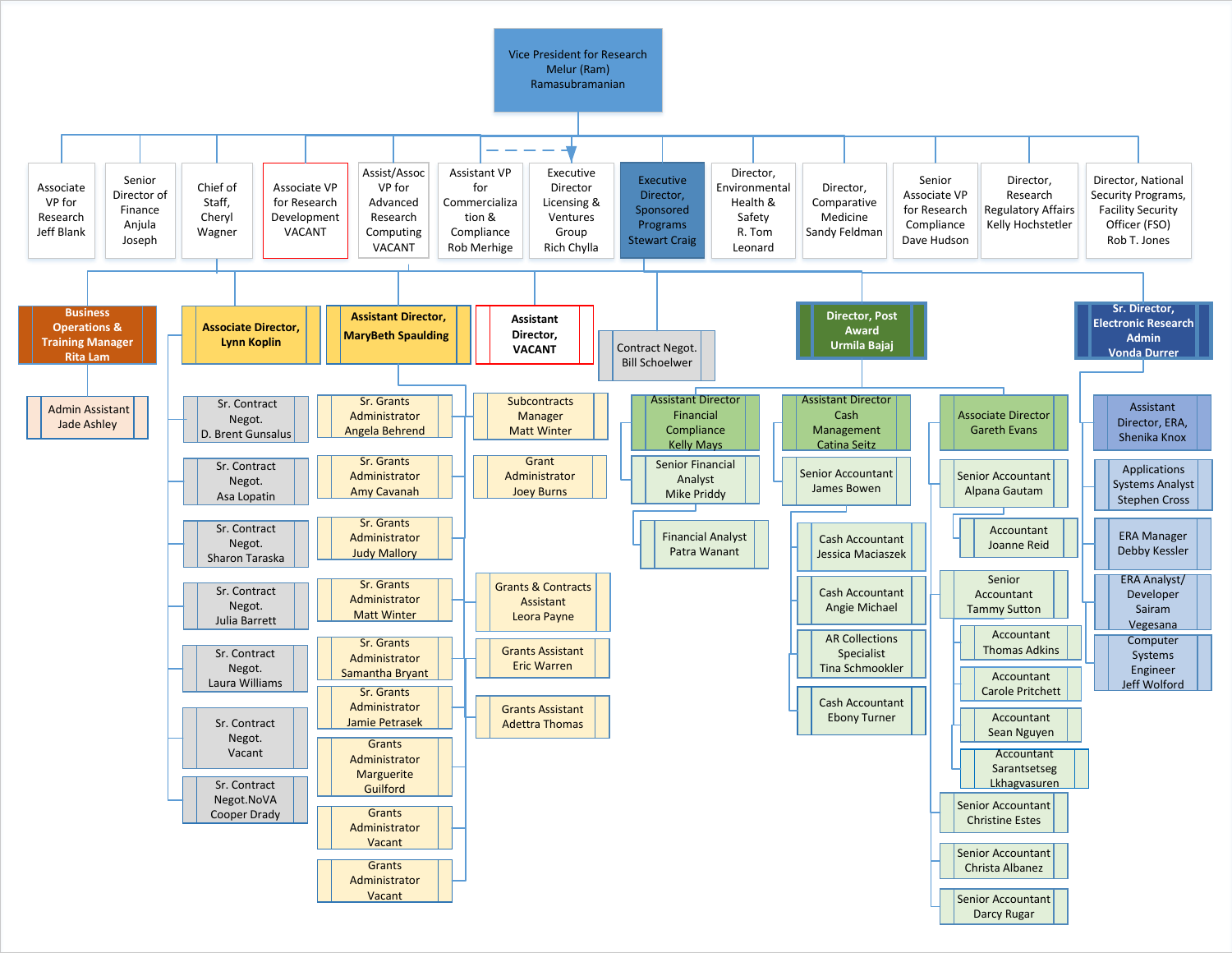# Vice President for Research
Melur (Ram) Ramasubramanian

## Direct Reports

- Associate VP for Research, Jeff Blank
- Senior Director of Finance, Anjula Joseph
- Chief of Staff, Cheryl Wagner
- Associate VP for Research Development, VACANT
- Assist/Assoc VP for Advanced Research Computing, VACANT
- Assistant VP for Commercialization & Compliance, Rob Merhige
- Executive Director Licensing & Ventures Group, Rich Chylla
- Executive Director, Sponsored Programs, Stewart Craig
- Director, Environmental Health & Safety, R. Tom Leonard
- Director, Comparative Medicine, Sandy Feldman
- Senior Associate VP for Research Compliance, Dave Hudson
- Director, Research Regulatory Affairs, Kelly Hochstetler
- Director, National Security Programs, Facility Security Officer (FSO), Rob T. Jones

## Sponsored Programs (Executive Director, Stewart Craig)

### Business Operations & Training Manager, Rita Lam
- Admin Assistant, Jade Ashley

### Associate Director, Lynn Koplin
- Sr. Contract Negot., D. Brent Gunsalus
- Sr. Contract Negot., Asa Lopatin
- Sr. Contract Negot., Sharon Taraska
- Sr. Contract Negot., Julia Barrett
- Sr. Contract Negot., Laura Williams
- Sr. Contract Negot., Vacant
- Sr. Contract Negot.NoVA, Cooper Drady

### Assistant Director, MaryBeth Spaulding
- Sr. Grants Administrator, Angela Behrend
- Sr. Grants Administrator, Amy Cavanah
- Sr. Grants Administrator, Judy Mallory
- Sr. Grants Administrator, Matt Winter
- Sr. Grants Administrator, Samantha Bryant
- Sr. Grants Administrator, Jamie Petrasek
- Grants Administrator, Marguerite Guilford
- Grants Administrator, Vacant
- Grants Administrator, Vacant
- Subcontracts Manager, Matt Winter
- Grant Administrator, Joey Burns
- Grants & Contracts Assistant, Leora Payne
- Grants Assistant, Eric Warren
- Grants Assistant, Adettra Thomas

### Assistant Director, VACANT

### Contract Negot., Bill Schoelwer

### Director, Post Award, Urmila Bajaj
- Assistant Director Financial Compliance, Kelly Mays
  - Senior Financial Analyst, Mike Priddy
  - Financial Analyst, Patra Wanant
- Assistant Director Cash Management, Catina Seitz
  - Senior Accountant, James Bowen
  - Cash Accountant, Jessica Maciaszek
  - Cash Accountant, Angie Michael
  - AR Collections Specialist, Tina Schmookler
  - Cash Accountant, Ebony Turner
- Associate Director, Gareth Evans
  - Senior Accountant, Alpana Gautam
    - Accountant, Joanne Reid
  - Senior Accountant, Tammy Sutton
    - Accountant, Thomas Adkins
    - Accountant, Carole Pritchett
    - Accountant, Sean Nguyen
    - Accountant, Sarantsetseg Lkhagvasuren
  - Senior Accountant, Christine Estes
  - Senior Accountant, Christa Albanez
  - Senior Accountant, Darcy Rugar

### Sr. Director, Electronic Research Admin, Vonda Durrer
- Assistant Director, ERA, Shenika Knox
- Applications Systems Analyst, Stephen Cross
- ERA Manager, Debby Kessler
- ERA Analyst/ Developer, Sairam Vegesana
- Computer Systems Engineer, Jeff Wolford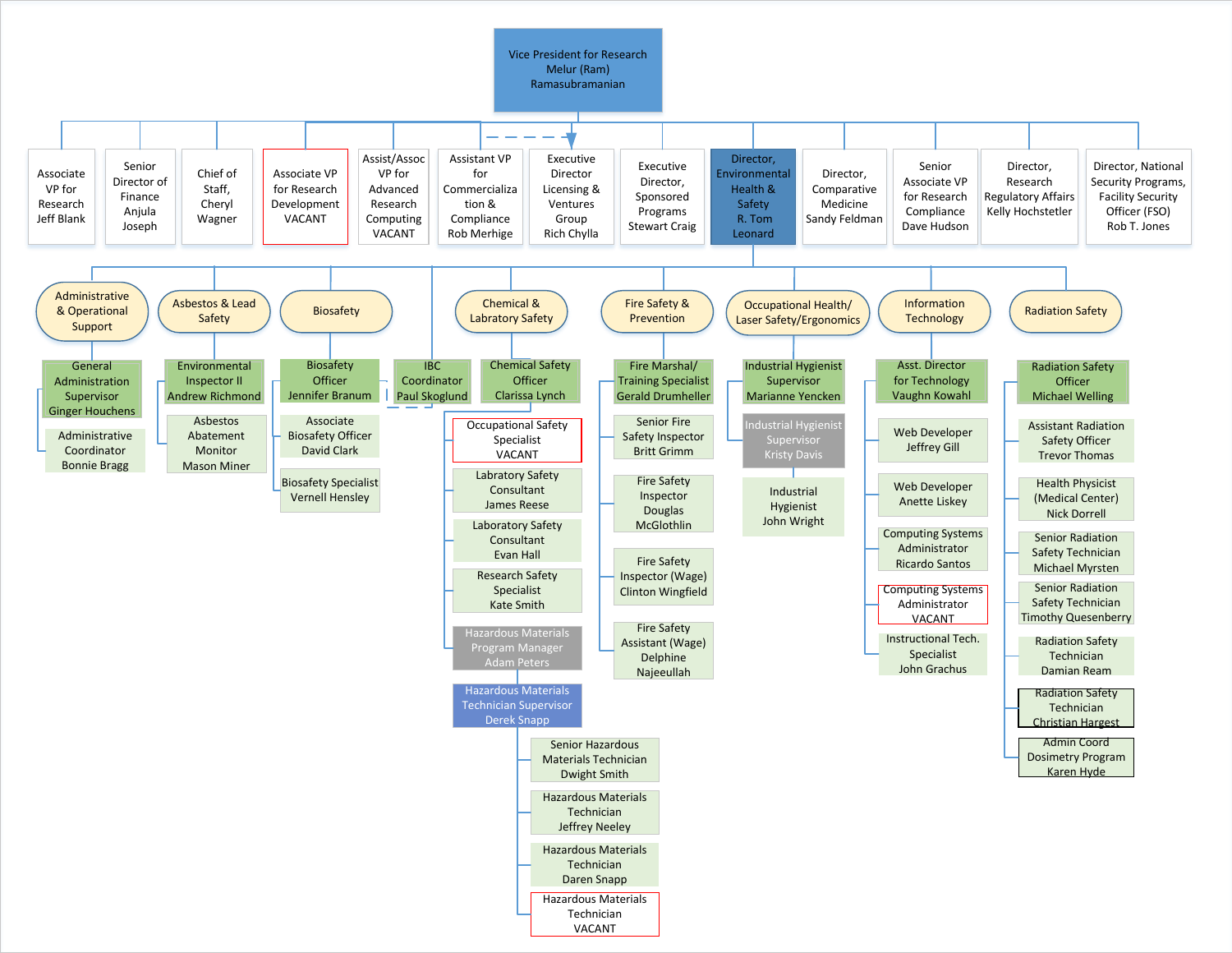# Vice President for Research
Melur (Ram) Ramasubramanian

## Direct Reports

- Associate VP for Research – Jeff Blank
- Senior Director of Finance – Anjula Joseph
- Chief of Staff – Cheryl Wagner
- Associate VP for Research Development – VACANT
- Assist/Assoc VP for Advanced Research Computing – VACANT
- Assistant VP for Commercialization & Compliance – Rob Merhige
- Executive Director Licensing & Ventures Group – Rich Chylla
- Executive Director, Sponsored Programs – Stewart Craig
- Director, Environmental Health & Safety – R. Tom Leonard
- Director, Comparative Medicine – Sandy Feldman
- Senior Associate VP for Research Compliance – Dave Hudson
- Director, Research Regulatory Affairs – Kelly Hochstetler
- Director, National Security Programs, Facility Security Officer (FSO) – Rob T. Jones

## Environmental Health & Safety (Director: R. Tom Leonard)

### Administrative & Operational Support
- General Administration Supervisor – Ginger Houchens
  - Administrative Coordinator – Bonnie Bragg

### Asbestos & Lead Safety
- Environmental Inspector II – Andrew Richmond
  - Asbestos Abatement Monitor – Mason Miner

### Biosafety
- Biosafety Officer – Jennifer Branum
  - Associate Biosafety Officer – David Clark
  - Biosafety Specialist – Vernell Hensley
- IBC Coordinator – Paul Skoglund

### Chemical & Labratory Safety
- Chemical Safety Officer – Clarissa Lynch
  - Occupational Safety Specialist – VACANT
  - Labratory Safety Consultant – James Reese
  - Laboratory Safety Consultant – Evan Hall
  - Research Safety Specialist – Kate Smith
  - Hazardous Materials Program Manager – Adam Peters
    - Hazardous Materials Technician Supervisor – Derek Snapp
      - Senior Hazardous Materials Technician – Dwight Smith
      - Hazardous Materials Technician – Jeffrey Neeley
      - Hazardous Materials Technician – Daren Snapp
      - Hazardous Materials Technician – VACANT

### Fire Safety & Prevention
- Fire Marshal/ Training Specialist – Gerald Drumheller
  - Senior Fire Safety Inspector – Britt Grimm
  - Fire Safety Inspector – Douglas McGlothlin
  - Fire Safety Inspector (Wage) – Clinton Wingfield
  - Fire Safety Assistant (Wage) – Delphine Najeeullah

### Occupational Health/ Laser Safety/Ergonomics
- Industrial Hygienist Supervisor – Marianne Yencken
  - Industrial Hygienist Supervisor – Kristy Davis
    - Industrial Hygienist – John Wright

### Information Technology
- Asst. Director for Technology – Vaughn Kowahl
  - Web Developer – Jeffrey Gill
  - Web Developer – Anette Liskey
  - Computing Systems Administrator – Ricardo Santos
  - Computing Systems Administrator – VACANT
  - Instructional Tech. Specialist – John Grachus

### Radiation Safety
- Radiation Safety Officer – Michael Welling
  - Assistant Radiation Safety Officer – Trevor Thomas
  - Health Physicist (Medical Center) – Nick Dorrell
  - Senior Radiation Safety Technician – Michael Myrsten
  - Senior Radiation Safety Technician – Timothy Quesenberry
  - Radiation Safety Technician – Damian Ream
  - Radiation Safety Technician – Christian Hargest
  - Admin Coord Dosimetry Program – Karen Hyde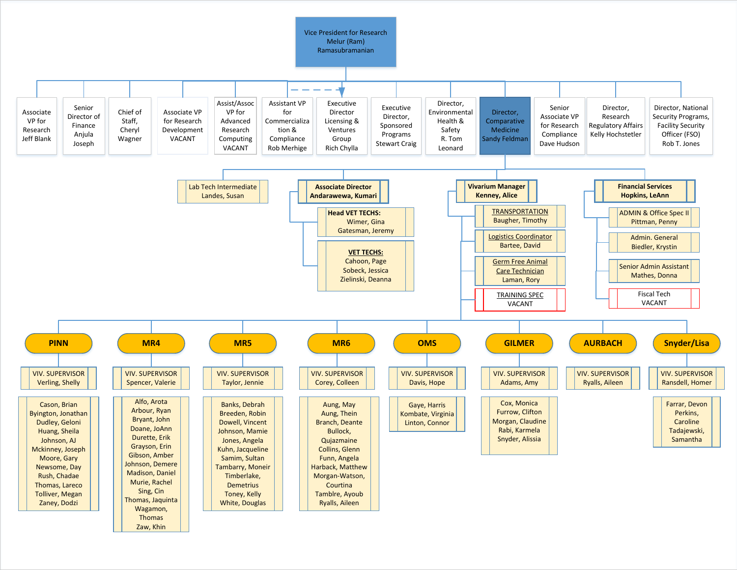# Vice President for Research
Melur (Ram) Ramasubramanian

**Direct reports to the Vice President for Research:**

- Associate VP for Research – Jeff Blank
- Senior Director of Finance – Anjula Joseph
- Chief of Staff, Cheryl Wagner
- Associate VP for Research Development – VACANT
- Assist/Assoc VP for Advanced Research Computing – VACANT
- Assistant VP for Commercialization & Compliance – Rob Merhige
- Executive Director Licensing & Ventures Group – Rich Chylla
- Executive Director, Sponsored Programs – Stewart Craig
- Director, Environmental Health & Safety – R. Tom Leonard
- Director, Comparative Medicine – Sandy Feldman
- Senior Associate VP for Research Compliance – Dave Hudson
- Director, Research Regulatory Affairs – Kelly Hochstetler
- Director, National Security Programs, Facility Security Officer (FSO) – Rob T. Jones

## Director, Comparative Medicine – Sandy Feldman

### Lab Tech Intermediate
Landes, Susan

### Associate Director – Andarawewa, Kumari

- **Head VET TECHS:** Wimer, Gina; Gatesman, Jeremy
- **VET TECHS:** Cahoon, Page; Sobeck, Jessica; Zielinski, Deanna

### Vivarium Manager – Kenney, Alice

- TRANSPORTATION – Baugher, Timothy
- Logistics Coordinator – Bartee, David
- Germ Free Animal Care Technician – Laman, Rory
- TRAINING SPEC – VACANT

### Financial Services – Hopkins, LeAnn

- ADMIN & Office Spec II – Pittman, Penny
- Admin. General – Biedler, Krystin
- Senior Admin Assistant – Mathes, Donna
- Fiscal Tech – VACANT

### Vivarium Units

**PINN**
- VIV. SUPERVISOR – Verling, Shelly
- Cason, Brian; Byington, Jonathan; Dudley, Geloni; Huang, Sheila; Johnson, AJ; Mckinney, Joseph; Moore, Gary; Newsome, Day; Rush, Chadae; Thomas, Lareco; Tolliver, Megan; Zaney, Dodzi

**MR4**
- VIV. SUPERVISOR – Spencer, Valerie
- Alfo, Arota; Arbour, Ryan; Bryant, John; Doane, JoAnn; Durette, Erik; Grayson, Erin; Gibson, Amber; Johnson, Demere; Madison, Daniel; Murie, Rachel; Sing, Cin; Thomas, Jaquinta; Wagamon, Thomas; Zaw, Khin

**MR5**
- VIV. SUPERVISOR – Taylor, Jennie
- Banks, Debrah; Breeden, Robin; Dowell, Vincent; Johnson, Mamie; Jones, Angela; Kuhn, Jacqueline; Samim, Sultan; Tambarry, Moneir; Timberlake, Demetrius; Toney, Kelly; White, Douglas

**MR6**
- VIV. SUPERVISOR – Corey, Colleen
- Aung, May; Aung, Thein; Branch, Deante; Bullock, Qujazmaine; Collins, Glenn; Funn, Angela; Harback, Matthew; Morgan-Watson, Courtina; Tamblre, Ayoub; Ryalls, Aileen

**OMS**
- VIV. SUPERVISOR – Davis, Hope
- Gaye, Harris; Kombate, Virginia; Linton, Connor

**GILMER**
- VIV. SUPERVISOR – Adams, Amy
- Cox, Monica; Furrow, Clifton; Morgan, Claudine; Rabi, Karmela; Snyder, Alissia

**AURBACH**
- VIV. SUPERVISOR – Ryalls, Aileen

**Snyder/Lisa**
- VIV. SUPERVISOR – Ransdell, Homer
- Farrar, Devon; Perkins, Caroline; Tadajewski, Samantha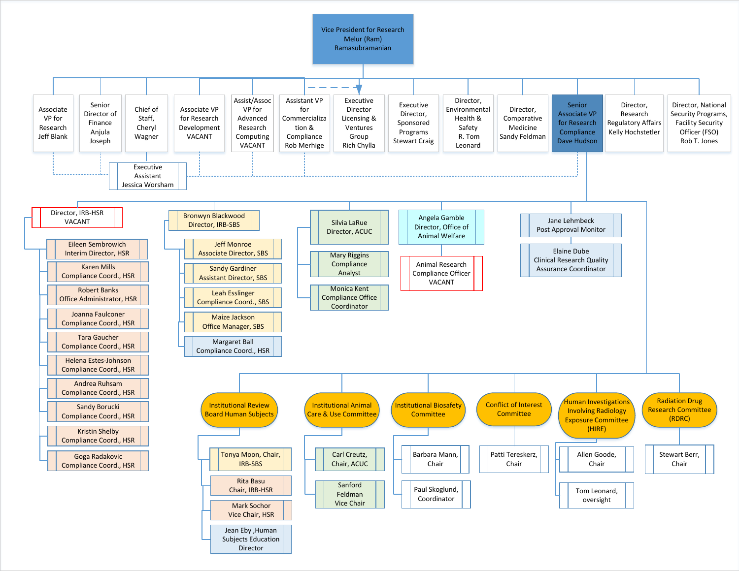Vice President for Research
Melur (Ram) Ramasubramanian

Associate VP for Research
Jeff Blank

Senior Director of Finance
Anjula Joseph

Chief of Staff,
Cheryl Wagner

Associate VP for Research Development
VACANT

Assist/Assoc VP for Advanced Research Computing
VACANT

Assistant VP for Commercialization & Compliance
Rob Merhige

Executive Director Licensing & Ventures Group
Rich Chylla

Executive Director, Sponsored Programs
Stewart Craig

Director, Environmental Health & Safety
R. Tom Leonard

Director, Comparative Medicine
Sandy Feldman

Senior Associate VP for Research Compliance
Dave Hudson

Director, Research Regulatory Affairs
Kelly Hochstetler

Director, National Security Programs, Facility Security Officer (FSO)
Rob T. Jones

Executive Assistant
Jessica Worsham

Director, IRB-HSR
VACANT

Eileen Sembrowich
Interim Director, HSR

Karen Mills
Compliance Coord., HSR

Robert Banks
Office Administrator, HSR

Joanna Faulconer
Compliance Coord., HSR

Tara Gaucher
Compliance Coord., HSR

Helena Estes-Johnson
Compliance Coord., HSR

Andrea Ruhsam
Compliance Coord., HSR

Sandy Borucki
Compliance Coord., HSR

Kristin Shelby
Compliance Coord., HSR

Goga Radakovic
Compliance Coord., HSR

Bronwyn Blackwood
Director, IRB-SBS

Jeff Monroe
Associate Director, SBS

Sandy Gardiner
Assistant Director, SBS

Leah Esslinger
Compliance Coord., SBS

Maize Jackson
Office Manager, SBS

Margaret Ball
Compliance Coord., HSR

Silvia LaRue
Director, ACUC

Mary Riggins
Compliance Analyst

Monica Kent
Compliance Office Coordinator

Angela Gamble
Director, Office of Animal Welfare

Animal Research Compliance Officer
VACANT

Jane Lehmbeck
Post Approval Monitor

Elaine Dube
Clinical Research Quality Assurance Coordinator

Institutional Review Board Human Subjects

Tonya Moon, Chair, IRB-SBS

Rita Basu
Chair, IRB-HSR

Mark Sochor
Vice Chair, HSR

Jean Eby, Human Subjects Education Director

Institutional Animal Care & Use Committee

Carl Creutz, Chair, ACUC

Sanford Feldman
Vice Chair

Institutional Biosafety Committee

Barbara Mann, Chair

Paul Skoglund, Coordinator

Conflict of Interest Committee

Patti Tereskerz, Chair

Human Investigations Involving Radiology Exposure Committee (HIRE)

Allen Goode, Chair

Tom Leonard, oversight

Radiation Drug Research Committee (RDRC)

Stewart Berr, Chair